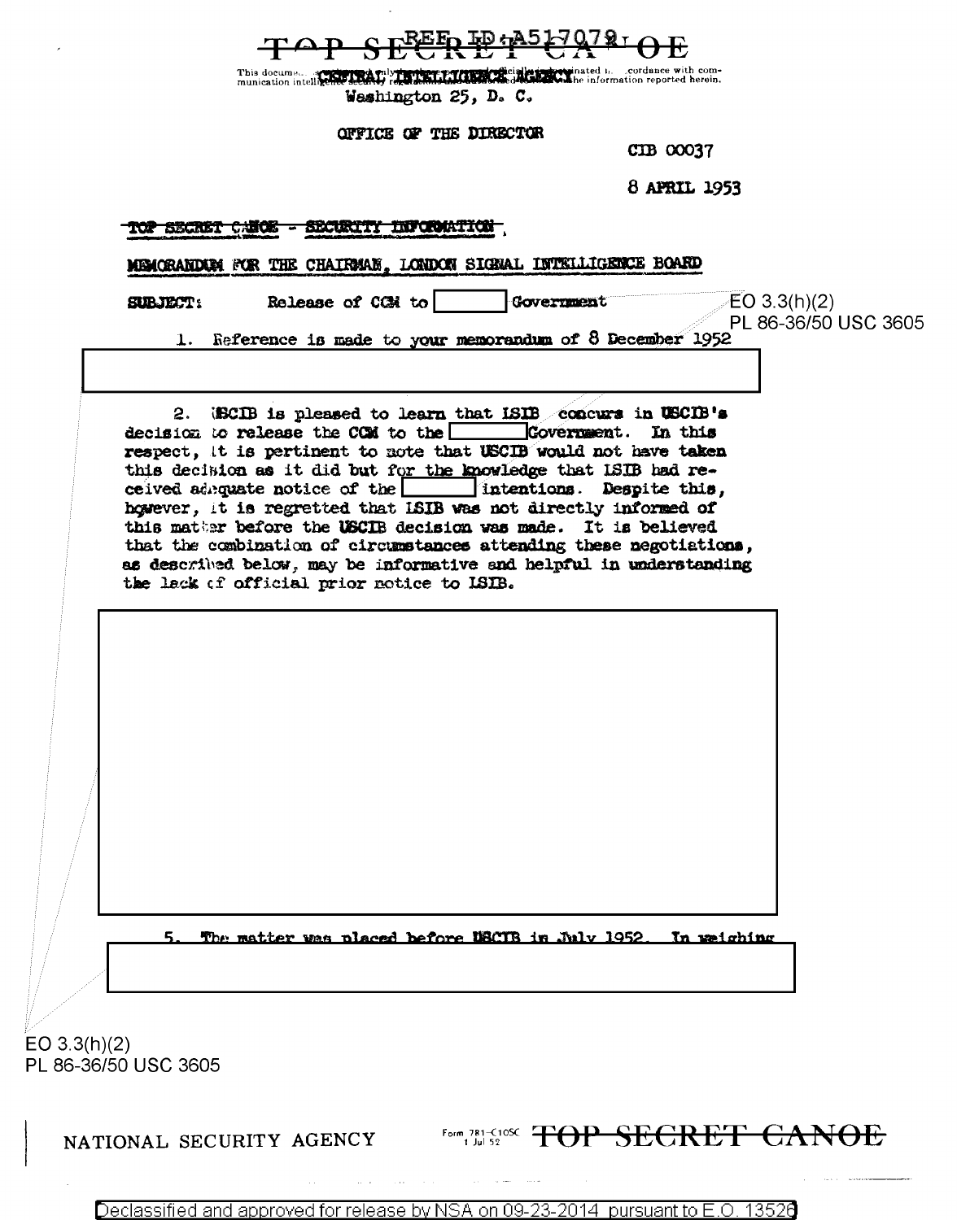REF ID:A517079

~~TOP SECRET CANOE~~

This document ... communication intelligence security regulations and disseminated in accordance with communication ... the information reported herein.

CENTRAL INTELLIGENCE AGENCY

Washington 25, D. C.

OFFICE OF THE DIRECTOR

CIB 00037

8 APRIL 1953

~~TOP SECRET CANOE - SECURITY INFORMATION~~

MEMORANDUM FOR THE CHAIRMAN, LONDON SIGNAL INTELLIGENCE BOARD

SUBJECT: Release of CCM to [redacted] Government

EO 3.3(h)(2)
PL 86-36/50 USC 3605

1. Reference is made to your memorandum of 8 December 1952 [redacted]

2. USCIB is pleased to learn that LSIB concurs in USCIB's decision to release the CCM to the [redacted] Government. In this respect, it is pertinent to note that USCIB would not have taken this decision as it did but for the knowledge that LSIB had received adequate notice of the [redacted] intentions. Despite this, however, it is regretted that LSIB was not directly informed of this matter before the USCIB decision was made. It is believed that the combination of circumstances attending these negotiations, as described below, may be informative and helpful in understanding the lack of official prior notice to LSIB.

[redacted]

5. The matter was placed before USCIB in July 1952. In weighing [redacted]

EO 3.3(h)(2)
PL 86-36/50 USC 3605

NATIONAL SECURITY AGENCY

Form 781-C10SC 1 Jul 52 ~~TOP SECRET CANOE~~

Declassified and approved for release by NSA on 09-23-2014 pursuant to E.O. 13526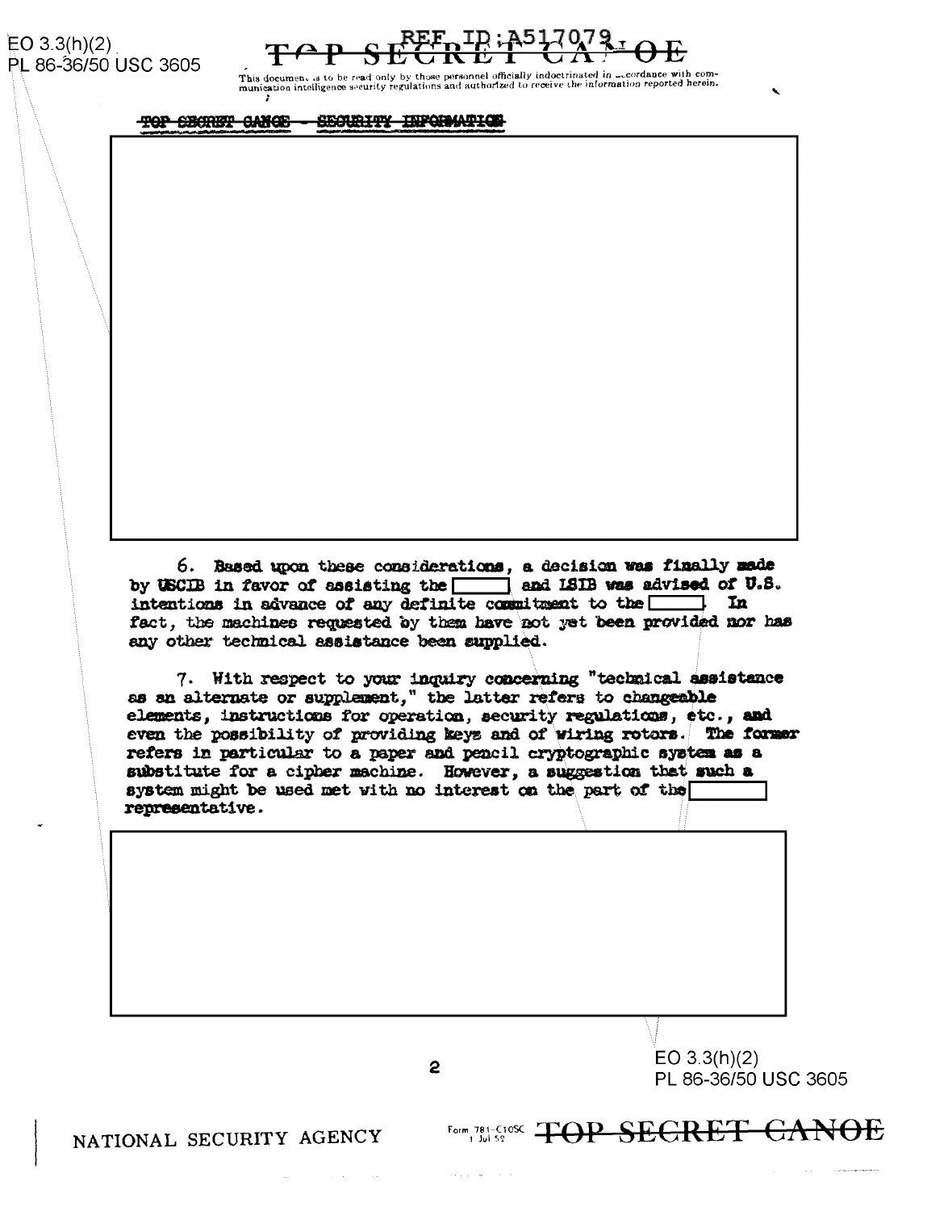TOP SECRET CANOE - SECURITY INFORMATION

6. Based upon these considerations, a decision was finally made by USCIB in favor of assisting the [ ] and LSIB was advised of U.S. intentions in advance of any definite commitment to the [ ]. In fact, the machines requested by them have not yet been provided nor has any other technical assistance been supplied.

7. With respect to your inquiry concerning "technical assistance as an alternate or supplement," the latter refers to changeable elements, instructions for operation, security regulations, etc., and even the possibility of providing keys and of wiring rotors. The former refers in particular to a paper and pencil cryptographic system as a substitute for a cipher machine. However, a suggestion that such a system might be used met with no interest on the part of the [ ] representative.

EO 3.3(h)(2)
PL 86-36/50 USC 3605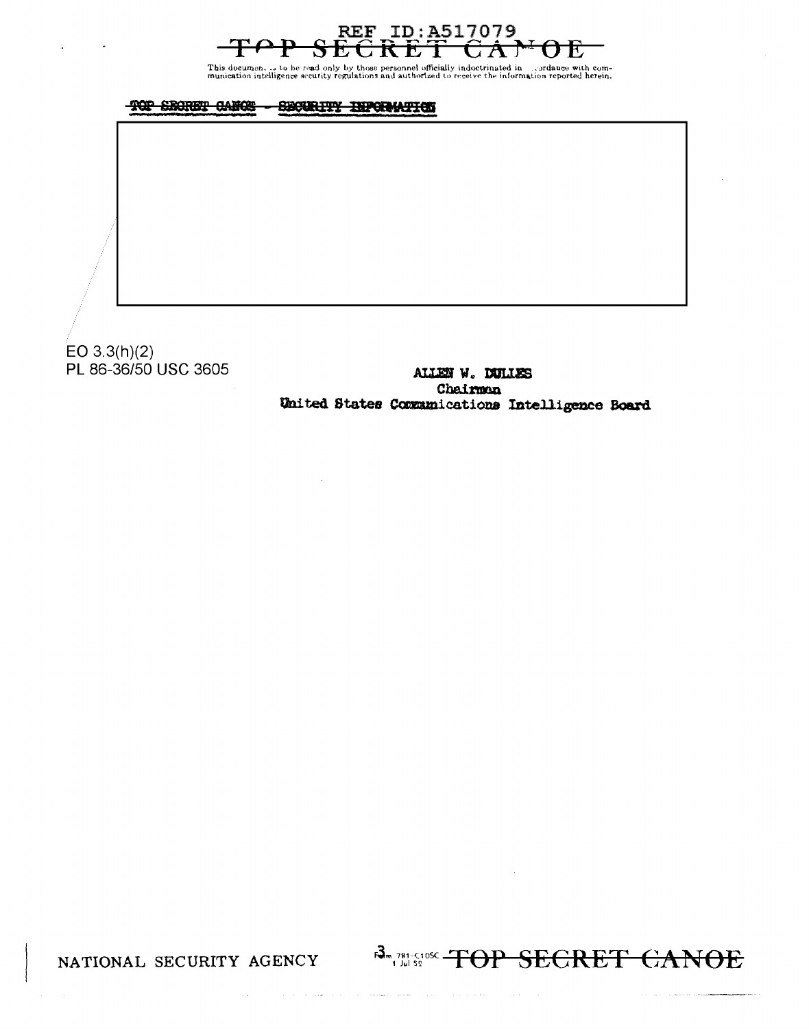REF ID:A517079

~~TOP SECRET CANOE~~

This documen... to be read only by those personnel officially indoctrinated in ...ordance with communication intelligence security regulations and authorized to receive the information reported herein.

~~TOP SECRET CANOE~~ - ~~SECURITY INFORMATION~~

EO 3.3(h)(2)
PL 86-36/50 USC 3605

ALLEN W. DULLES
Chairman
United States Communications Intelligence Board

NATIONAL SECURITY AGENCY

Form 781-C10SC 1 Jul 52 ~~TOP SECRET CANOE~~